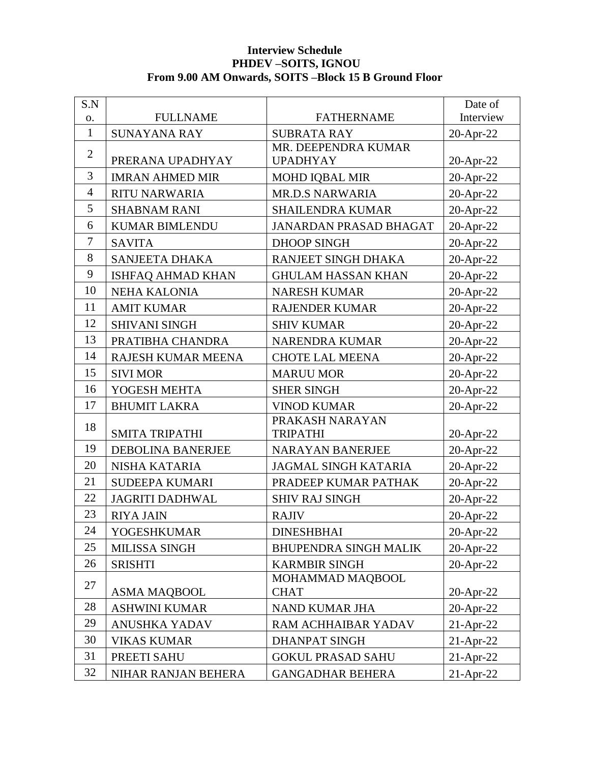**Interview Schedule**

**PHDEV –SOITS, IGNOU**

**From 9.00 AM Onwards, SOITS –Block 15 B Ground Floor**

| S.No. | FULLNAME | FATHERNAME | Date of Interview |
|---|---|---|---|
| 1 | SUNAYANA RAY | SUBRATA RAY | 20-Apr-22 |
| 2 | PRERANA UPADHYAY | MR. DEEPENDRA KUMAR UPADHYAY | 20-Apr-22 |
| 3 | IMRAN AHMED MIR | MOHD IQBAL MIR | 20-Apr-22 |
| 4 | RITU NARWARIA | MR.D.S NARWARIA | 20-Apr-22 |
| 5 | SHABNAM RANI | SHAILENDRA KUMAR | 20-Apr-22 |
| 6 | KUMAR BIMLENDU | JANARDAN PRASAD BHAGAT | 20-Apr-22 |
| 7 | SAVITA | DHOOP SINGH | 20-Apr-22 |
| 8 | SANJEETA DHAKA | RANJEET SINGH DHAKA | 20-Apr-22 |
| 9 | ISHFAQ AHMAD KHAN | GHULAM HASSAN KHAN | 20-Apr-22 |
| 10 | NEHA KALONIA | NARESH KUMAR | 20-Apr-22 |
| 11 | AMIT KUMAR | RAJENDER KUMAR | 20-Apr-22 |
| 12 | SHIVANI SINGH | SHIV KUMAR | 20-Apr-22 |
| 13 | PRATIBHA CHANDRA | NARENDRA KUMAR | 20-Apr-22 |
| 14 | RAJESH KUMAR MEENA | CHOTE LAL MEENA | 20-Apr-22 |
| 15 | SIVI MOR | MARUU MOR | 20-Apr-22 |
| 16 | YOGESH MEHTA | SHER SINGH | 20-Apr-22 |
| 17 | BHUMIT LAKRA | VINOD KUMAR | 20-Apr-22 |
| 18 | SMITA TRIPATHI | PRAKASH NARAYAN TRIPATHI | 20-Apr-22 |
| 19 | DEBOLINA BANERJEE | NARAYAN BANERJEE | 20-Apr-22 |
| 20 | NISHA KATARIA | JAGMAL SINGH KATARIA | 20-Apr-22 |
| 21 | SUDEEPA KUMARI | PRADEEP KUMAR PATHAK | 20-Apr-22 |
| 22 | JAGRITI DADHWAL | SHIV RAJ SINGH | 20-Apr-22 |
| 23 | RIYA JAIN | RAJIV | 20-Apr-22 |
| 24 | YOGESHKUMAR | DINESHBHAI | 20-Apr-22 |
| 25 | MILISSA SINGH | BHUPENDRA SINGH MALIK | 20-Apr-22 |
| 26 | SRISHTI | KARMBIR SINGH | 20-Apr-22 |
| 27 | ASMA MAQBOOL | MOHAMMAD MAQBOOL CHAT | 20-Apr-22 |
| 28 | ASHWINI KUMAR | NAND KUMAR JHA | 20-Apr-22 |
| 29 | ANUSHKA YADAV | RAM ACHHAIBAR YADAV | 21-Apr-22 |
| 30 | VIKAS KUMAR | DHANPAT SINGH | 21-Apr-22 |
| 31 | PREETI SAHU | GOKUL PRASAD SAHU | 21-Apr-22 |
| 32 | NIHAR RANJAN BEHERA | GANGADHAR BEHERA | 21-Apr-22 |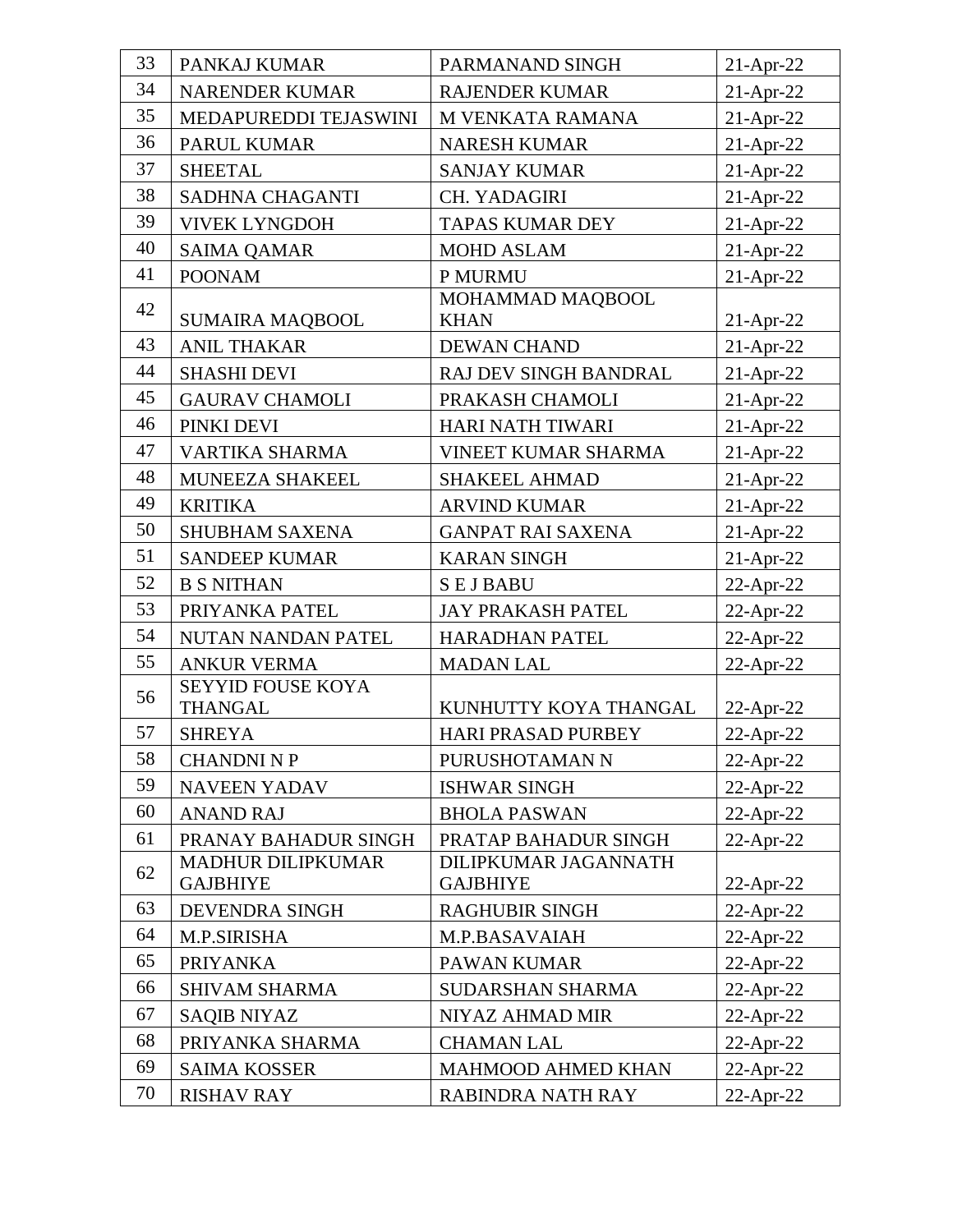| 33 | PANKAJ KUMAR | PARMANAND SINGH | 21-Apr-22 |
|---|---|---|---|
| 34 | NARENDER KUMAR | RAJENDER KUMAR | 21-Apr-22 |
| 35 | MEDAPUREDDI TEJASWINI | M VENKATA RAMANA | 21-Apr-22 |
| 36 | PARUL KUMAR | NARESH KUMAR | 21-Apr-22 |
| 37 | SHEETAL | SANJAY KUMAR | 21-Apr-22 |
| 38 | SADHNA CHAGANTI | CH. YADAGIRI | 21-Apr-22 |
| 39 | VIVEK LYNGDOH | TAPAS KUMAR DEY | 21-Apr-22 |
| 40 | SAIMA QAMAR | MOHD ASLAM | 21-Apr-22 |
| 41 | POONAM | P MURMU | 21-Apr-22 |
| 42 | SUMAIRA MAQBOOL | MOHAMMAD MAQBOOL KHAN | 21-Apr-22 |
| 43 | ANIL THAKAR | DEWAN CHAND | 21-Apr-22 |
| 44 | SHASHI DEVI | RAJ DEV SINGH BANDRAL | 21-Apr-22 |
| 45 | GAURAV CHAMOLI | PRAKASH CHAMOLI | 21-Apr-22 |
| 46 | PINKI DEVI | HARI NATH TIWARI | 21-Apr-22 |
| 47 | VARTIKA SHARMA | VINEET KUMAR SHARMA | 21-Apr-22 |
| 48 | MUNEEZA SHAKEEL | SHAKEEL AHMAD | 21-Apr-22 |
| 49 | KRITIKA | ARVIND KUMAR | 21-Apr-22 |
| 50 | SHUBHAM SAXENA | GANPAT RAI SAXENA | 21-Apr-22 |
| 51 | SANDEEP KUMAR | KARAN SINGH | 21-Apr-22 |
| 52 | B S NITHAN | S E J BABU | 22-Apr-22 |
| 53 | PRIYANKA PATEL | JAY PRAKASH PATEL | 22-Apr-22 |
| 54 | NUTAN NANDAN PATEL | HARADHAN PATEL | 22-Apr-22 |
| 55 | ANKUR VERMA | MADAN LAL | 22-Apr-22 |
| 56 | SEYYID FOUSE KOYA THANGAL | KUNHUTTY KOYA THANGAL | 22-Apr-22 |
| 57 | SHREYA | HARI PRASAD PURBEY | 22-Apr-22 |
| 58 | CHANDNI N P | PURUSHOTAMAN N | 22-Apr-22 |
| 59 | NAVEEN YADAV | ISHWAR SINGH | 22-Apr-22 |
| 60 | ANAND RAJ | BHOLA PASWAN | 22-Apr-22 |
| 61 | PRANAY BAHADUR SINGH | PRATAP BAHADUR SINGH | 22-Apr-22 |
| 62 | MADHUR DILIPKUMAR GAJBHIYE | DILIPKUMAR JAGANNATH GAJBHIYE | 22-Apr-22 |
| 63 | DEVENDRA SINGH | RAGHUBIR SINGH | 22-Apr-22 |
| 64 | M.P.SIRISHA | M.P.BASAVAIAH | 22-Apr-22 |
| 65 | PRIYANKA | PAWAN KUMAR | 22-Apr-22 |
| 66 | SHIVAM SHARMA | SUDARSHAN SHARMA | 22-Apr-22 |
| 67 | SAQIB NIYAZ | NIYAZ AHMAD MIR | 22-Apr-22 |
| 68 | PRIYANKA SHARMA | CHAMAN LAL | 22-Apr-22 |
| 69 | SAIMA KOSSER | MAHMOOD AHMED KHAN | 22-Apr-22 |
| 70 | RISHAV RAY | RABINDRA NATH RAY | 22-Apr-22 |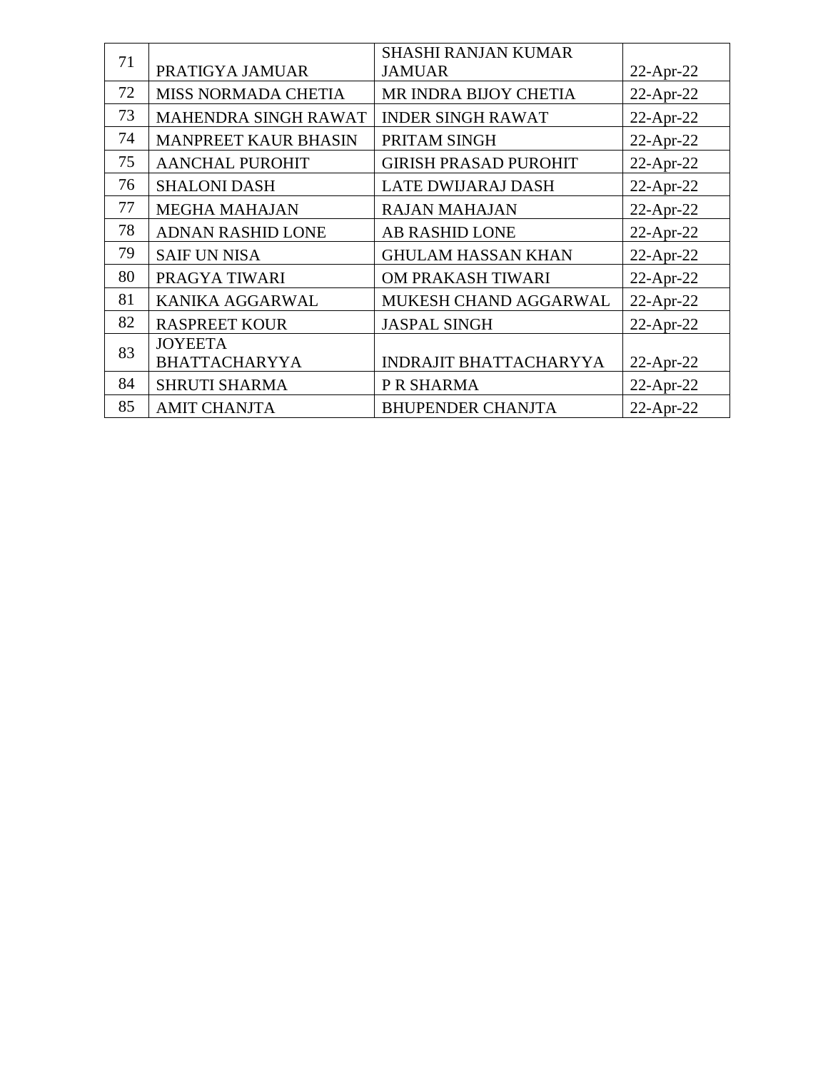| | | | |
|---|---|---|---|
| 71 | PRATIGYA JAMUAR | SHASHI RANJAN KUMAR JAMUAR | 22-Apr-22 |
| 72 | MISS NORMADA CHETIA | MR INDRA BIJOY CHETIA | 22-Apr-22 |
| 73 | MAHENDRA SINGH RAWAT | INDER SINGH RAWAT | 22-Apr-22 |
| 74 | MANPREET KAUR BHASIN | PRITAM SINGH | 22-Apr-22 |
| 75 | AANCHAL PUROHIT | GIRISH PRASAD PUROHIT | 22-Apr-22 |
| 76 | SHALONI DASH | LATE DWIJARAJ DASH | 22-Apr-22 |
| 77 | MEGHA MAHAJAN | RAJAN MAHAJAN | 22-Apr-22 |
| 78 | ADNAN RASHID LONE | AB RASHID LONE | 22-Apr-22 |
| 79 | SAIF UN NISA | GHULAM HASSAN KHAN | 22-Apr-22 |
| 80 | PRAGYA TIWARI | OM PRAKASH TIWARI | 22-Apr-22 |
| 81 | KANIKA AGGARWAL | MUKESH CHAND AGGARWAL | 22-Apr-22 |
| 82 | RASPREET KOUR | JASPAL SINGH | 22-Apr-22 |
| 83 | JOYEETA BHATTACHARYYA | INDRAJIT BHATTACHARYYA | 22-Apr-22 |
| 84 | SHRUTI SHARMA | P R SHARMA | 22-Apr-22 |
| 85 | AMIT CHANJTA | BHUPENDER CHANJTA | 22-Apr-22 |